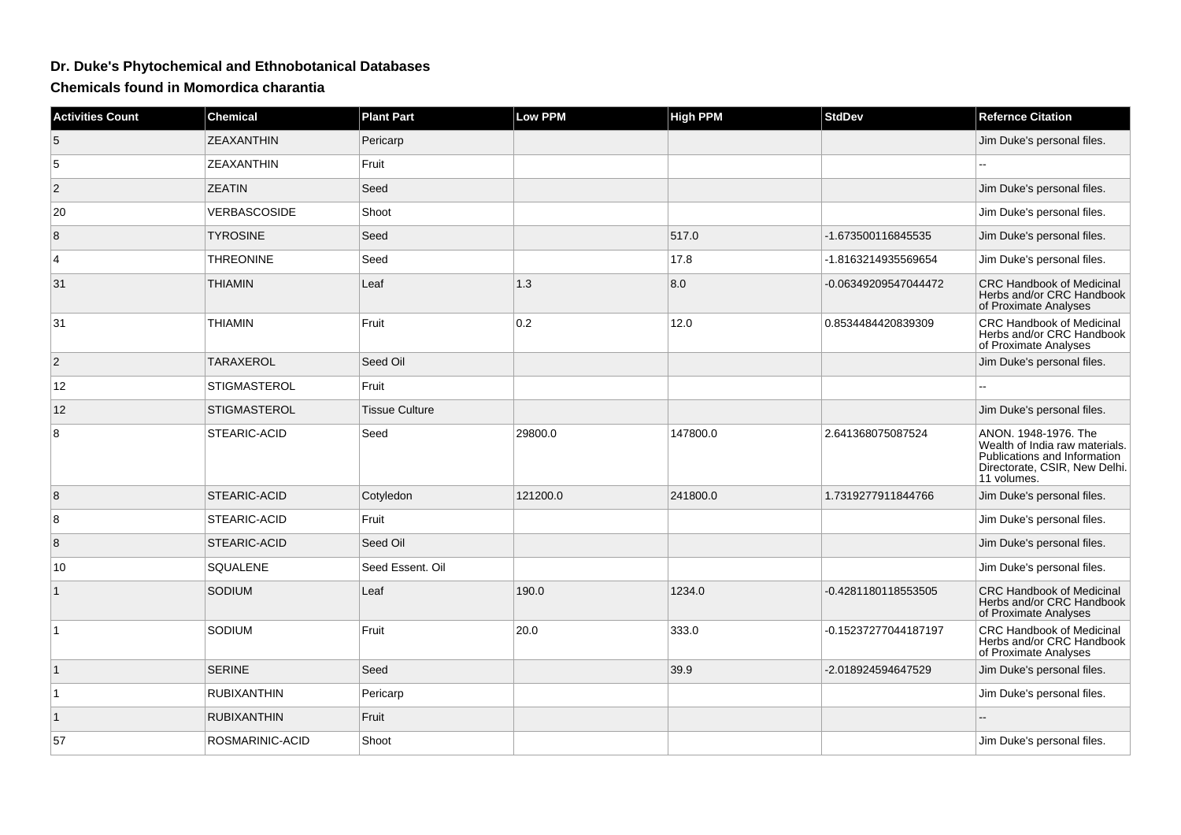# Dr. Duke's Phytochemical and Ethnobotanical Databases

## Chemicals found in Momordica charantia

| Activities Count | Chemical | Plant Part | Low PPM | High PPM | StdDev | Refernce Citation |
|---|---|---|---|---|---|---|
| 5 | ZEAXANTHIN | Pericarp | | | | Jim Duke's personal files. |
| 5 | ZEAXANTHIN | Fruit | | | | -- |
| 2 | ZEATIN | Seed | | | | Jim Duke's personal files. |
| 20 | VERBASCOSIDE | Shoot | | | | Jim Duke's personal files. |
| 8 | TYROSINE | Seed | | 517.0 | -1.673500116845535 | Jim Duke's personal files. |
| 4 | THREONINE | Seed | | 17.8 | -1.8163214935569654 | Jim Duke's personal files. |
| 31 | THIAMIN | Leaf | 1.3 | 8.0 | -0.06349209547044472 | CRC Handbook of Medicinal Herbs and/or CRC Handbook of Proximate Analyses |
| 31 | THIAMIN | Fruit | 0.2 | 12.0 | 0.8534484420839309 | CRC Handbook of Medicinal Herbs and/or CRC Handbook of Proximate Analyses |
| 2 | TARAXEROL | Seed Oil | | | | Jim Duke's personal files. |
| 12 | STIGMASTEROL | Fruit | | | | -- |
| 12 | STIGMASTEROL | Tissue Culture | | | | Jim Duke's personal files. |
| 8 | STEARIC-ACID | Seed | 29800.0 | 147800.0 | 2.641368075087524 | ANON. 1948-1976. The Wealth of India raw materials. Publications and Information Directorate, CSIR, New Delhi. 11 volumes. |
| 8 | STEARIC-ACID | Cotyledon | 121200.0 | 241800.0 | 1.7319277911844766 | Jim Duke's personal files. |
| 8 | STEARIC-ACID | Fruit | | | | Jim Duke's personal files. |
| 8 | STEARIC-ACID | Seed Oil | | | | Jim Duke's personal files. |
| 10 | SQUALENE | Seed Essent. Oil | | | | Jim Duke's personal files. |
| 1 | SODIUM | Leaf | 190.0 | 1234.0 | -0.4281180118553505 | CRC Handbook of Medicinal Herbs and/or CRC Handbook of Proximate Analyses |
| 1 | SODIUM | Fruit | 20.0 | 333.0 | -0.15237277044187197 | CRC Handbook of Medicinal Herbs and/or CRC Handbook of Proximate Analyses |
| 1 | SERINE | Seed | | 39.9 | -2.018924594647529 | Jim Duke's personal files. |
| 1 | RUBIXANTHIN | Pericarp | | | | Jim Duke's personal files. |
| 1 | RUBIXANTHIN | Fruit | | | | -- |
| 57 | ROSMARINIC-ACID | Shoot | | | | Jim Duke's personal files. |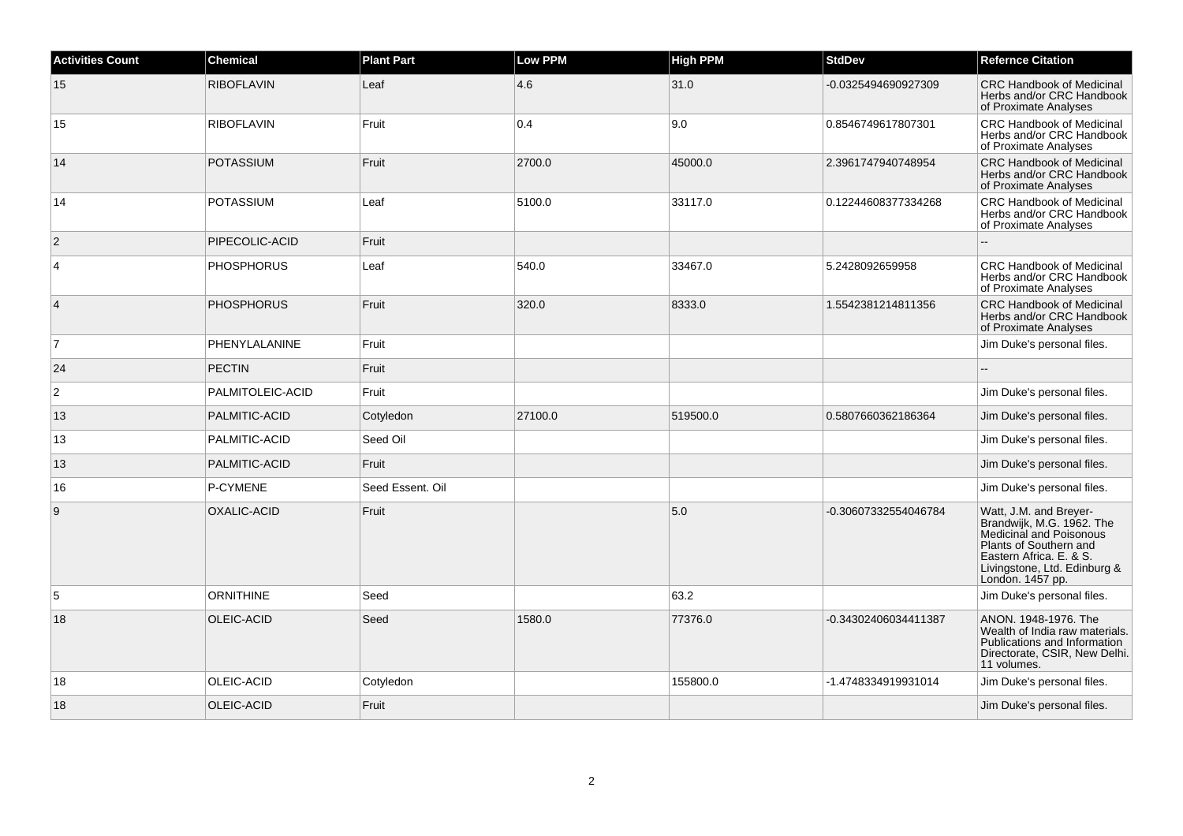| Activities Count | Chemical | Plant Part | Low PPM | High PPM | StdDev | Refernce Citation |
| --- | --- | --- | --- | --- | --- | --- |
| 15 | RIBOFLAVIN | Leaf | 4.6 | 31.0 | -0.0325494690927309 | CRC Handbook of Medicinal Herbs and/or CRC Handbook of Proximate Analyses |
| 15 | RIBOFLAVIN | Fruit | 0.4 | 9.0 | 0.8546749617807301 | CRC Handbook of Medicinal Herbs and/or CRC Handbook of Proximate Analyses |
| 14 | POTASSIUM | Fruit | 2700.0 | 45000.0 | 2.3961747940748954 | CRC Handbook of Medicinal Herbs and/or CRC Handbook of Proximate Analyses |
| 14 | POTASSIUM | Leaf | 5100.0 | 33117.0 | 0.12244608377334268 | CRC Handbook of Medicinal Herbs and/or CRC Handbook of Proximate Analyses |
| 2 | PIPECOLIC-ACID | Fruit | | | | -- |
| 4 | PHOSPHORUS | Leaf | 540.0 | 33467.0 | 5.2428092659958 | CRC Handbook of Medicinal Herbs and/or CRC Handbook of Proximate Analyses |
| 4 | PHOSPHORUS | Fruit | 320.0 | 8333.0 | 1.5542381214811356 | CRC Handbook of Medicinal Herbs and/or CRC Handbook of Proximate Analyses |
| 7 | PHENYLALANINE | Fruit | | | | Jim Duke's personal files. |
| 24 | PECTIN | Fruit | | | | -- |
| 2 | PALMITOLEIC-ACID | Fruit | | | | Jim Duke's personal files. |
| 13 | PALMITIC-ACID | Cotyledon | 27100.0 | 519500.0 | 0.5807660362186364 | Jim Duke's personal files. |
| 13 | PALMITIC-ACID | Seed Oil | | | | Jim Duke's personal files. |
| 13 | PALMITIC-ACID | Fruit | | | | Jim Duke's personal files. |
| 16 | P-CYMENE | Seed Essent. Oil | | | | Jim Duke's personal files. |
| 9 | OXALIC-ACID | Fruit | | 5.0 | -0.30607332554046784 | Watt, J.M. and Breyer-Brandwijk, M.G. 1962. The Medicinal and Poisonous Plants of Southern and Eastern Africa. E. & S. Livingstone, Ltd. Edinburg & London. 1457 pp. |
| 5 | ORNITHINE | Seed | | 63.2 | | Jim Duke's personal files. |
| 18 | OLEIC-ACID | Seed | 1580.0 | 77376.0 | -0.34302406034411387 | ANON. 1948-1976. The Wealth of India raw materials. Publications and Information Directorate, CSIR, New Delhi. 11 volumes. |
| 18 | OLEIC-ACID | Cotyledon | | 155800.0 | -1.4748334919931014 | Jim Duke's personal files. |
| 18 | OLEIC-ACID | Fruit | | | | Jim Duke's personal files. |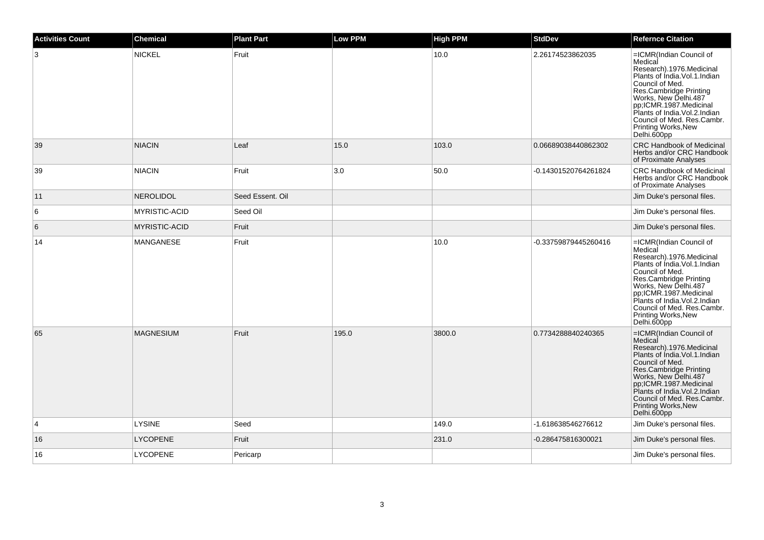| Activities Count | Chemical | Plant Part | Low PPM | High PPM | StdDev | Refernce Citation |
|---|---|---|---|---|---|---|
| 3 | NICKEL | Fruit | | 10.0 | 2.26174523862035 | =ICMR(Indian Council of Medical Research).1976.Medicinal Plants of India.Vol.1.Indian Council of Med. Res.Cambridge Printing Works, New Delhi.487 pp;ICMR.1987.Medicinal Plants of India.Vol.2.Indian Council of Med. Res.Cambr. Printing Works,New Delhi.600pp |
| 39 | NIACIN | Leaf | 15.0 | 103.0 | 0.06689038440862302 | CRC Handbook of Medicinal Herbs and/or CRC Handbook of Proximate Analyses |
| 39 | NIACIN | Fruit | 3.0 | 50.0 | -0.14301520764261824 | CRC Handbook of Medicinal Herbs and/or CRC Handbook of Proximate Analyses |
| 11 | NEROLIDOL | Seed Essent. Oil | | | | Jim Duke's personal files. |
| 6 | MYRISTIC-ACID | Seed Oil | | | | Jim Duke's personal files. |
| 6 | MYRISTIC-ACID | Fruit | | | | Jim Duke's personal files. |
| 14 | MANGANESE | Fruit | | 10.0 | -0.33759879445260416 | =ICMR(Indian Council of Medical Research).1976.Medicinal Plants of India.Vol.1.Indian Council of Med. Res.Cambridge Printing Works, New Delhi.487 pp;ICMR.1987.Medicinal Plants of India.Vol.2.Indian Council of Med. Res.Cambr. Printing Works,New Delhi.600pp |
| 65 | MAGNESIUM | Fruit | 195.0 | 3800.0 | 0.7734288840240365 | =ICMR(Indian Council of Medical Research).1976.Medicinal Plants of India.Vol.1.Indian Council of Med. Res.Cambridge Printing Works, New Delhi.487 pp;ICMR.1987.Medicinal Plants of India.Vol.2.Indian Council of Med. Res.Cambr. Printing Works,New Delhi.600pp |
| 4 | LYSINE | Seed | | 149.0 | -1.618638546276612 | Jim Duke's personal files. |
| 16 | LYCOPENE | Fruit | | 231.0 | -0.286475816300021 | Jim Duke's personal files. |
| 16 | LYCOPENE | Pericarp | | | | Jim Duke's personal files. |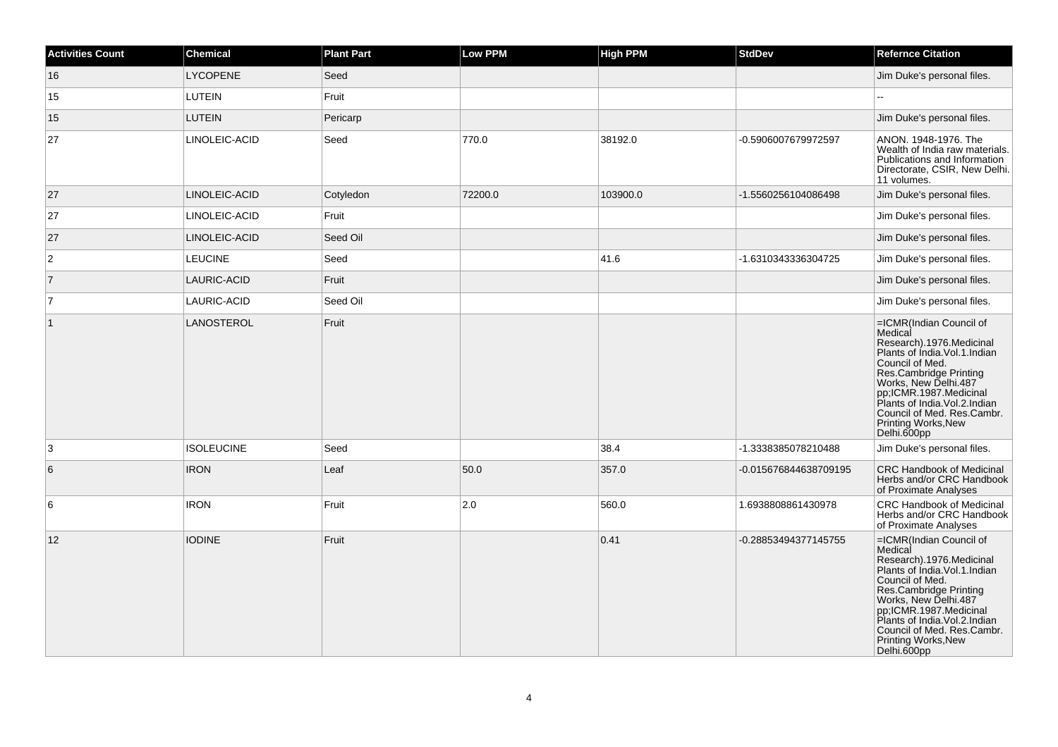| Activities Count | Chemical | Plant Part | Low PPM | High PPM | StdDev | Refernce Citation |
| --- | --- | --- | --- | --- | --- | --- |
| 16 | LYCOPENE | Seed | | | | Jim Duke's personal files. |
| 15 | LUTEIN | Fruit | | | | -- |
| 15 | LUTEIN | Pericarp | | | | Jim Duke's personal files. |
| 27 | LINOLEIC-ACID | Seed | 770.0 | 38192.0 | -0.5906007679972597 | ANON. 1948-1976. The Wealth of India raw materials. Publications and Information Directorate, CSIR, New Delhi. 11 volumes. |
| 27 | LINOLEIC-ACID | Cotyledon | 72200.0 | 103900.0 | -1.5560256104086498 | Jim Duke's personal files. |
| 27 | LINOLEIC-ACID | Fruit | | | | Jim Duke's personal files. |
| 27 | LINOLEIC-ACID | Seed Oil | | | | Jim Duke's personal files. |
| 2 | LEUCINE | Seed | | 41.6 | -1.6310343336304725 | Jim Duke's personal files. |
| 7 | LAURIC-ACID | Fruit | | | | Jim Duke's personal files. |
| 7 | LAURIC-ACID | Seed Oil | | | | Jim Duke's personal files. |
| 1 | LANOSTEROL | Fruit | | | | =ICMR(Indian Council of Medical Research).1976.Medicinal Plants of India.Vol.1.Indian Council of Med. Res.Cambridge Printing Works, New Delhi.487 pp;ICMR.1987.Medicinal Plants of India.Vol.2.Indian Council of Med. Res.Cambr. Printing Works,New Delhi.600pp |
| 3 | ISOLEUCINE | Seed | | 38.4 | -1.3338385078210488 | Jim Duke's personal files. |
| 6 | IRON | Leaf | 50.0 | 357.0 | -0.015676844638709195 | CRC Handbook of Medicinal Herbs and/or CRC Handbook of Proximate Analyses |
| 6 | IRON | Fruit | 2.0 | 560.0 | 1.6938808861430978 | CRC Handbook of Medicinal Herbs and/or CRC Handbook of Proximate Analyses |
| 12 | IODINE | Fruit | | 0.41 | -0.28853494377145755 | =ICMR(Indian Council of Medical Research).1976.Medicinal Plants of India.Vol.1.Indian Council of Med. Res.Cambridge Printing Works, New Delhi.487 pp;ICMR.1987.Medicinal Plants of India.Vol.2.Indian Council of Med. Res.Cambr. Printing Works,New Delhi.600pp |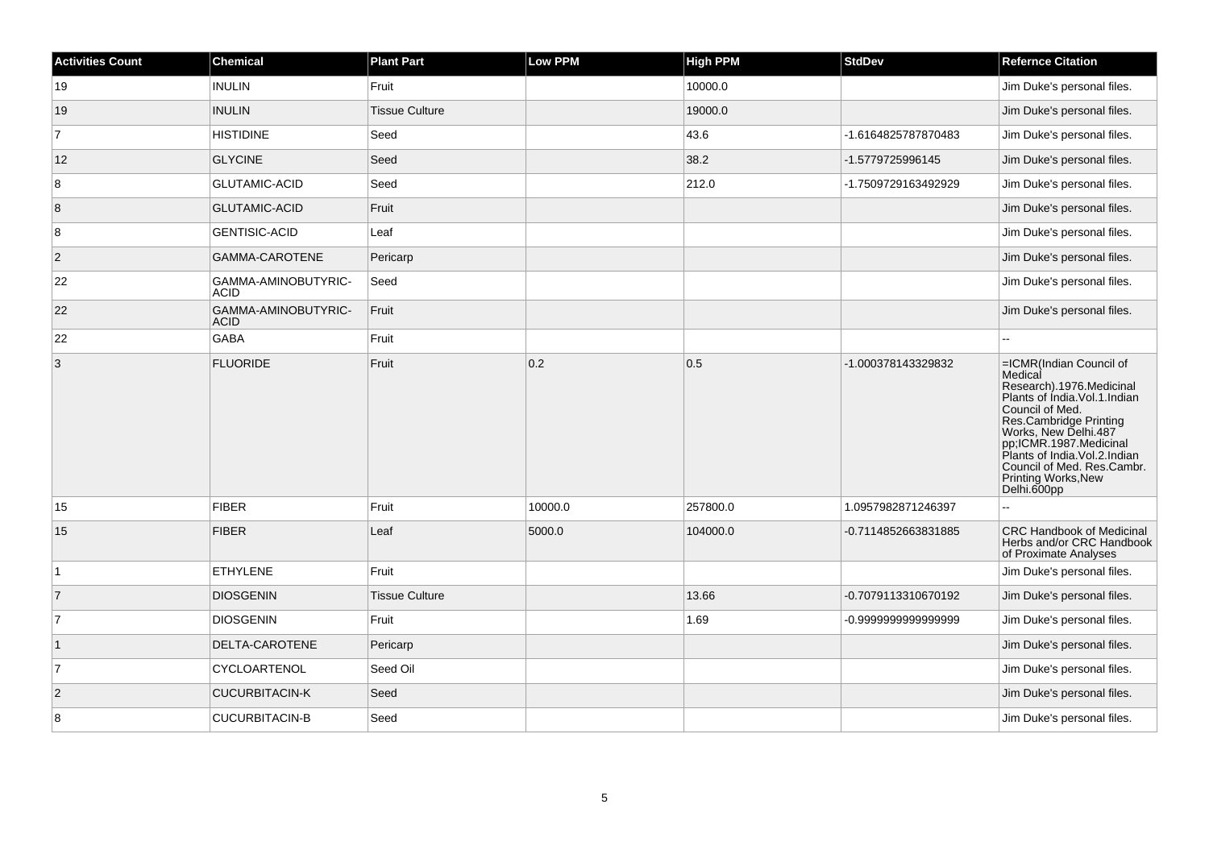| Activities Count | Chemical | Plant Part | Low PPM | High PPM | StdDev | Refernce Citation |
| --- | --- | --- | --- | --- | --- | --- |
| 19 | INULIN | Fruit | | 10000.0 | | Jim Duke's personal files. |
| 19 | INULIN | Tissue Culture | | 19000.0 | | Jim Duke's personal files. |
| 7 | HISTIDINE | Seed | | 43.6 | -1.6164825787870483 | Jim Duke's personal files. |
| 12 | GLYCINE | Seed | | 38.2 | -1.5779725996145 | Jim Duke's personal files. |
| 8 | GLUTAMIC-ACID | Seed | | 212.0 | -1.7509729163492929 | Jim Duke's personal files. |
| 8 | GLUTAMIC-ACID | Fruit | | | | Jim Duke's personal files. |
| 8 | GENTISIC-ACID | Leaf | | | | Jim Duke's personal files. |
| 2 | GAMMA-CAROTENE | Pericarp | | | | Jim Duke's personal files. |
| 22 | GAMMA-AMINOBUTYRIC-ACID | Seed | | | | Jim Duke's personal files. |
| 22 | GAMMA-AMINOBUTYRIC-ACID | Fruit | | | | Jim Duke's personal files. |
| 22 | GABA | Fruit | | | | -- |
| 3 | FLUORIDE | Fruit | 0.2 | 0.5 | -1.000378143329832 | =ICMR(Indian Council of Medical Research).1976.Medicinal Plants of India.Vol.1.Indian Council of Med. Res.Cambridge Printing Works, New Delhi.487 pp;ICMR.1987.Medicinal Plants of India.Vol.2.Indian Council of Med. Res.Cambr. Printing Works,New Delhi.600pp |
| 15 | FIBER | Fruit | 10000.0 | 257800.0 | 1.0957982871246397 | -- |
| 15 | FIBER | Leaf | 5000.0 | 104000.0 | -0.7114852663831885 | CRC Handbook of Medicinal Herbs and/or CRC Handbook of Proximate Analyses |
| 1 | ETHYLENE | Fruit | | | | Jim Duke's personal files. |
| 7 | DIOSGENIN | Tissue Culture | | 13.66 | -0.7079113310670192 | Jim Duke's personal files. |
| 7 | DIOSGENIN | Fruit | | 1.69 | -0.9999999999999999 | Jim Duke's personal files. |
| 1 | DELTA-CAROTENE | Pericarp | | | | Jim Duke's personal files. |
| 7 | CYCLOARTENOL | Seed Oil | | | | Jim Duke's personal files. |
| 2 | CUCURBITACIN-K | Seed | | | | Jim Duke's personal files. |
| 8 | CUCURBITACIN-B | Seed | | | | Jim Duke's personal files. |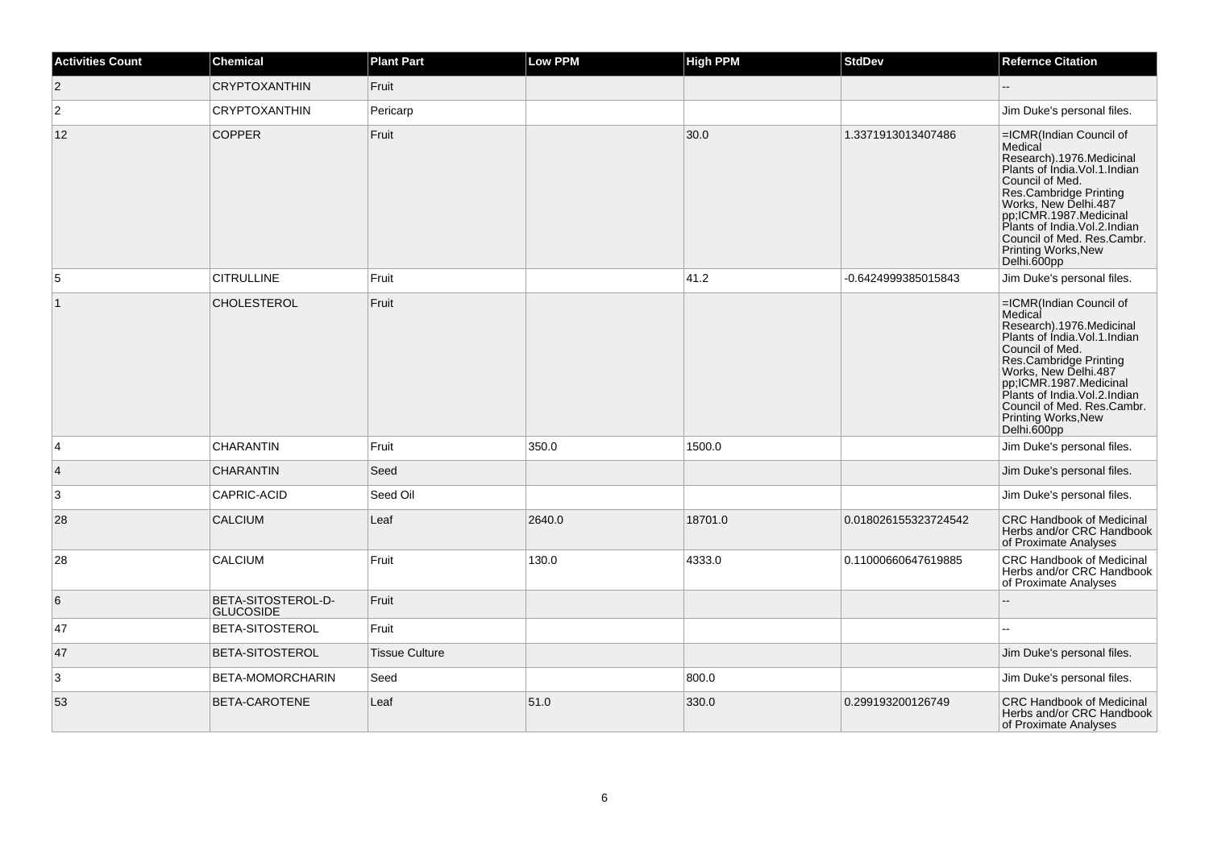| Activities Count | Chemical | Plant Part | Low PPM | High PPM | StdDev | Refernce Citation |
|---|---|---|---|---|---|---|
| 2 | CRYPTOXANTHIN | Fruit | | | | -- |
| 2 | CRYPTOXANTHIN | Pericarp | | | | Jim Duke's personal files. |
| 12 | COPPER | Fruit | | 30.0 | 1.3371913013407486 | =ICMR(Indian Council of Medical Research).1976.Medicinal Plants of India.Vol.1.Indian Council of Med. Res.Cambridge Printing Works, New Delhi.487 pp;ICMR.1987.Medicinal Plants of India.Vol.2.Indian Council of Med. Res.Cambr. Printing Works,New Delhi.600pp |
| 5 | CITRULLINE | Fruit | | 41.2 | -0.6424999385015843 | Jim Duke's personal files. |
| 1 | CHOLESTEROL | Fruit | | | | =ICMR(Indian Council of Medical Research).1976.Medicinal Plants of India.Vol.1.Indian Council of Med. Res.Cambridge Printing Works, New Delhi.487 pp;ICMR.1987.Medicinal Plants of India.Vol.2.Indian Council of Med. Res.Cambr. Printing Works,New Delhi.600pp |
| 4 | CHARANTIN | Fruit | 350.0 | 1500.0 | | Jim Duke's personal files. |
| 4 | CHARANTIN | Seed | | | | Jim Duke's personal files. |
| 3 | CAPRIC-ACID | Seed Oil | | | | Jim Duke's personal files. |
| 28 | CALCIUM | Leaf | 2640.0 | 18701.0 | 0.018026155323724542 | CRC Handbook of Medicinal Herbs and/or CRC Handbook of Proximate Analyses |
| 28 | CALCIUM | Fruit | 130.0 | 4333.0 | 0.11000660647619885 | CRC Handbook of Medicinal Herbs and/or CRC Handbook of Proximate Analyses |
| 6 | BETA-SITOSTEROL-D-GLUCOSIDE | Fruit | | | | -- |
| 47 | BETA-SITOSTEROL | Fruit | | | | -- |
| 47 | BETA-SITOSTEROL | Tissue Culture | | | | Jim Duke's personal files. |
| 3 | BETA-MOMORCHARIN | Seed | | 800.0 | | Jim Duke's personal files. |
| 53 | BETA-CAROTENE | Leaf | 51.0 | 330.0 | 0.299193200126749 | CRC Handbook of Medicinal Herbs and/or CRC Handbook of Proximate Analyses |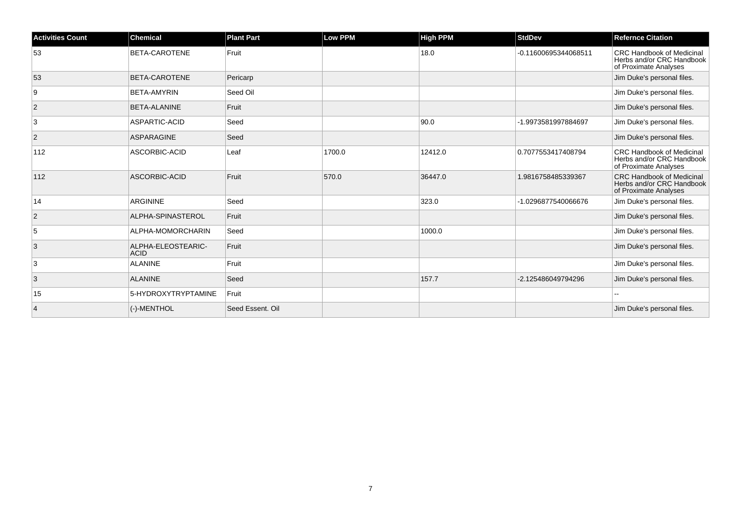| Activities Count | Chemical | Plant Part | Low PPM | High PPM | StdDev | Refernce Citation |
| --- | --- | --- | --- | --- | --- | --- |
| 53 | BETA-CAROTENE | Fruit | | 18.0 | -0.11600695344068511 | CRC Handbook of Medicinal Herbs and/or CRC Handbook of Proximate Analyses |
| 53 | BETA-CAROTENE | Pericarp | | | | Jim Duke's personal files. |
| 9 | BETA-AMYRIN | Seed Oil | | | | Jim Duke's personal files. |
| 2 | BETA-ALANINE | Fruit | | | | Jim Duke's personal files. |
| 3 | ASPARTIC-ACID | Seed | | 90.0 | -1.9973581997884697 | Jim Duke's personal files. |
| 2 | ASPARAGINE | Seed | | | | Jim Duke's personal files. |
| 112 | ASCORBIC-ACID | Leaf | 1700.0 | 12412.0 | 0.7077553417408794 | CRC Handbook of Medicinal Herbs and/or CRC Handbook of Proximate Analyses |
| 112 | ASCORBIC-ACID | Fruit | 570.0 | 36447.0 | 1.9816758485339367 | CRC Handbook of Medicinal Herbs and/or CRC Handbook of Proximate Analyses |
| 14 | ARGININE | Seed | | 323.0 | -1.0296877540066676 | Jim Duke's personal files. |
| 2 | ALPHA-SPINASTEROL | Fruit | | | | Jim Duke's personal files. |
| 5 | ALPHA-MOMORCHARIN | Seed | | 1000.0 | | Jim Duke's personal files. |
| 3 | ALPHA-ELEOSTEARIC-ACID | Fruit | | | | Jim Duke's personal files. |
| 3 | ALANINE | Fruit | | | | Jim Duke's personal files. |
| 3 | ALANINE | Seed | | 157.7 | -2.125486049794296 | Jim Duke's personal files. |
| 15 | 5-HYDROXYTRYPTAMINE | Fruit | | | | -- |
| 4 | (-)-MENTHOL | Seed Essent. Oil | | | | Jim Duke's personal files. |